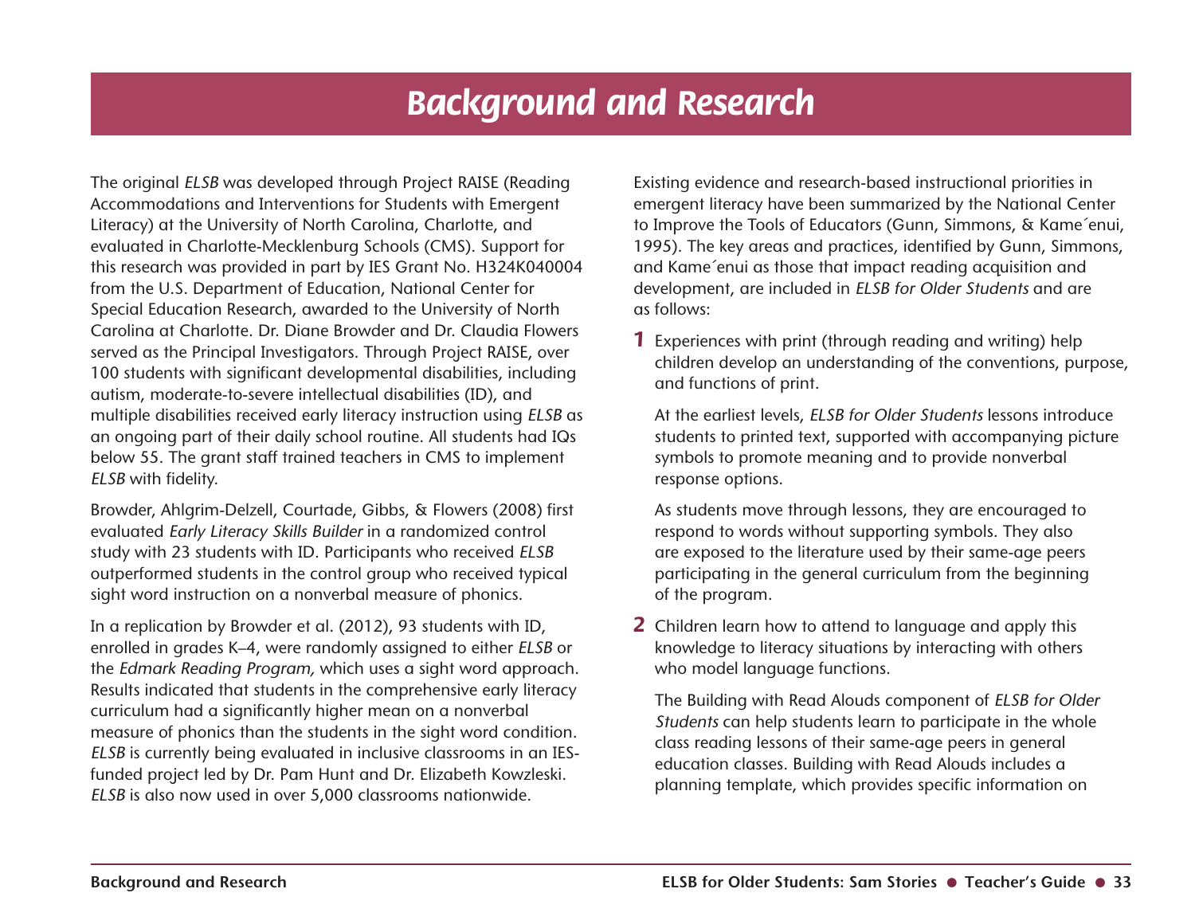# Background and Research

The original *ELSB* was developed through Project RAISE (Reading Accommodations and Interventions for Students with Emergent Literacy) at the University of North Carolina, Charlotte, and evaluated in Charlotte-Mecklenburg Schools (CMS). Support for this research was provided in part by IES Grant No. H324K040004 from the U.S. Department of Education, National Center for Special Education Research, awarded to the University of North Carolina at Charlotte. Dr. Diane Browder and Dr. Claudia Flowers served as the Principal Investigators. Through Project RAISE, over 100 students with significant developmental disabilities, including autism, moderate-to-severe intellectual disabilities (ID), and multiple disabilities received early literacy instruction using *ELSB* as an ongoing part of their daily school routine. All students had IQs below 55. The grant staff trained teachers in CMS to implement *ELSB* with fidelity.

Browder, Ahlgrim-Delzell, Courtade, Gibbs, & Flowers (2008) first evaluated *Early Literacy Skills Builder* in a randomized control study with 23 students with ID. Participants who received *ELSB* outperformed students in the control group who received typical sight word instruction on a nonverbal measure of phonics.

In a replication by Browder et al. (2012), 93 students with ID, enrolled in grades K–4, were randomly assigned to either *ELSB* or the *Edmark Reading Program,* which uses a sight word approach. Results indicated that students in the comprehensive early literacy curriculum had a significantly higher mean on a nonverbal measure of phonics than the students in the sight word condition. *ELSB* is currently being evaluated in inclusive classrooms in an IES-funded project led by Dr. Pam Hunt and Dr. Elizabeth Kowzleski. *ELSB* is also now used in over 5,000 classrooms nationwide.

Existing evidence and research-based instructional priorities in emergent literacy have been summarized by the National Center to Improve the Tools of Educators (Gunn, Simmons, & Kame´enui, 1995). The key areas and practices, identified by Gunn, Simmons, and Kame´enui as those that impact reading acquisition and development, are included in *ELSB for Older Students* and are as follows:

1. Experiences with print (through reading and writing) help children develop an understanding of the conventions, purpose, and functions of print.

   At the earliest levels, *ELSB for Older Students* lessons introduce students to printed text, supported with accompanying picture symbols to promote meaning and to provide nonverbal response options.

   As students move through lessons, they are encouraged to respond to words without supporting symbols. They also are exposed to the literature used by their same-age peers participating in the general curriculum from the beginning of the program.

2. Children learn how to attend to language and apply this knowledge to literacy situations by interacting with others who model language functions.

   The Building with Read Alouds component of *ELSB for Older Students* can help students learn to participate in the whole class reading lessons of their same-age peers in general education classes. Building with Read Alouds includes a planning template, which provides specific information on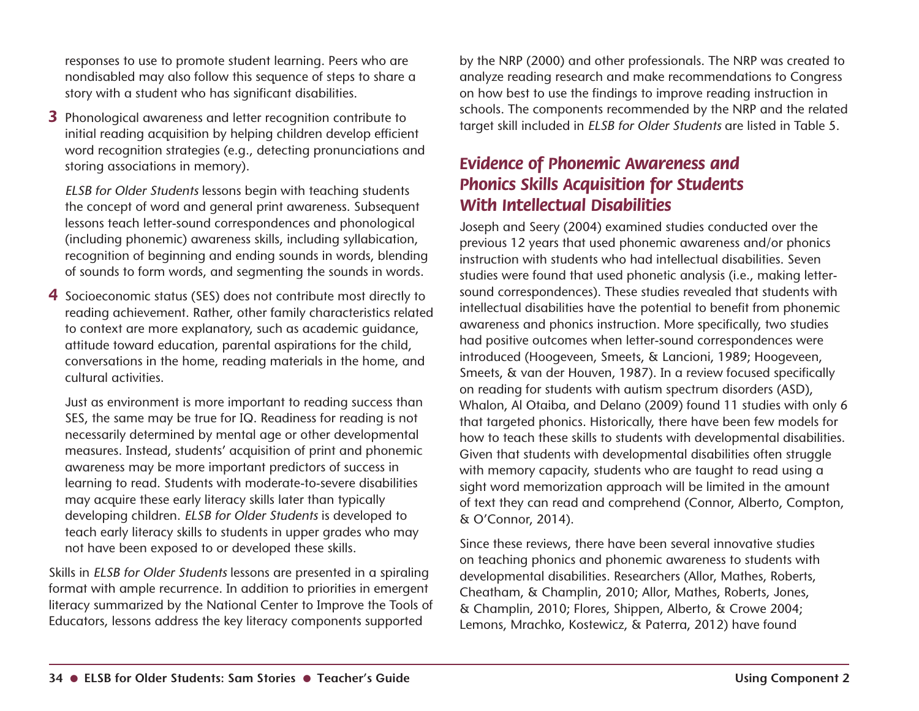responses to use to promote student learning. Peers who are nondisabled may also follow this sequence of steps to share a story with a student who has significant disabilities.

**3** Phonological awareness and letter recognition contribute to initial reading acquisition by helping children develop efficient word recognition strategies (e.g., detecting pronunciations and storing associations in memory).

*ELSB for Older Students* lessons begin with teaching students the concept of word and general print awareness. Subsequent lessons teach letter-sound correspondences and phonological (including phonemic) awareness skills, including syllabication, recognition of beginning and ending sounds in words, blending of sounds to form words, and segmenting the sounds in words.

**4** Socioeconomic status (SES) does not contribute most directly to reading achievement. Rather, other family characteristics related to context are more explanatory, such as academic guidance, attitude toward education, parental aspirations for the child, conversations in the home, reading materials in the home, and cultural activities.

Just as environment is more important to reading success than SES, the same may be true for IQ. Readiness for reading is not necessarily determined by mental age or other developmental measures. Instead, students' acquisition of print and phonemic awareness may be more important predictors of success in learning to read. Students with moderate-to-severe disabilities may acquire these early literacy skills later than typically developing children. *ELSB for Older Students* is developed to teach early literacy skills to students in upper grades who may not have been exposed to or developed these skills.

Skills in *ELSB for Older Students* lessons are presented in a spiraling format with ample recurrence. In addition to priorities in emergent literacy summarized by the National Center to Improve the Tools of Educators, lessons address the key literacy components supported by the NRP (2000) and other professionals. The NRP was created to analyze reading research and make recommendations to Congress on how best to use the findings to improve reading instruction in schools. The components recommended by the NRP and the related target skill included in *ELSB for Older Students* are listed in Table 5.

## Evidence of Phonemic Awareness and Phonics Skills Acquisition for Students With Intellectual Disabilities

Joseph and Seery (2004) examined studies conducted over the previous 12 years that used phonemic awareness and/or phonics instruction with students who had intellectual disabilities. Seven studies were found that used phonetic analysis (i.e., making letter-sound correspondences). These studies revealed that students with intellectual disabilities have the potential to benefit from phonemic awareness and phonics instruction. More specifically, two studies had positive outcomes when letter-sound correspondences were introduced (Hoogeveen, Smeets, & Lancioni, 1989; Hoogeveen, Smeets, & van der Houven, 1987). In a review focused specifically on reading for students with autism spectrum disorders (ASD), Whalon, Al Otaiba, and Delano (2009) found 11 studies with only 6 that targeted phonics. Historically, there have been few models for how to teach these skills to students with developmental disabilities. Given that students with developmental disabilities often struggle with memory capacity, students who are taught to read using a sight word memorization approach will be limited in the amount of text they can read and comprehend (Connor, Alberto, Compton, & O'Connor, 2014).

Since these reviews, there have been several innovative studies on teaching phonics and phonemic awareness to students with developmental disabilities. Researchers (Allor, Mathes, Roberts, Cheatham, & Champlin, 2010; Allor, Mathes, Roberts, Jones, & Champlin, 2010; Flores, Shippen, Alberto, & Crowe 2004; Lemons, Mrachko, Kostewicz, & Paterra, 2012) have found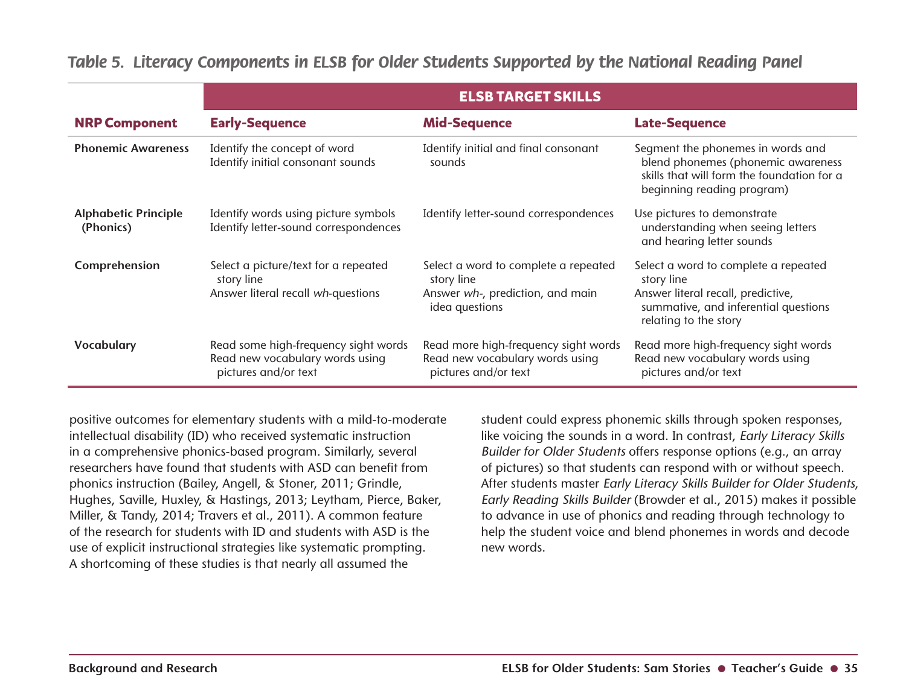*Table 5. Literacy Components in ELSB for Older Students Supported by the National Reading Panel*

| | ELSB TARGET SKILLS | | |
|---|---|---|---|
| **NRP Component** | **Early-Sequence** | **Mid-Sequence** | **Late-Sequence** |
| **Phonemic Awareness** | Identify the concept of word<br>Identify initial consonant sounds | Identify initial and final consonant sounds | Segment the phonemes in words and blend phonemes (phonemic awareness skills that will form the foundation for a beginning reading program) |
| **Alphabetic Principle (Phonics)** | Identify words using picture symbols<br>Identify letter-sound correspondences | Identify letter-sound correspondences | Use pictures to demonstrate understanding when seeing letters and hearing letter sounds |
| **Comprehension** | Select a picture/text for a repeated story line<br>Answer literal recall *wh*-questions | Select a word to complete a repeated story line<br>Answer *wh*-, prediction, and main idea questions | Select a word to complete a repeated story line<br>Answer literal recall, predictive, summative, and inferential questions relating to the story |
| **Vocabulary** | Read some high-frequency sight words<br>Read new vocabulary words using pictures and/or text | Read more high-frequency sight words<br>Read new vocabulary words using pictures and/or text | Read more high-frequency sight words<br>Read new vocabulary words using pictures and/or text |

positive outcomes for elementary students with a mild-to-moderate intellectual disability (ID) who received systematic instruction in a comprehensive phonics-based program. Similarly, several researchers have found that students with ASD can benefit from phonics instruction (Bailey, Angell, & Stoner, 2011; Grindle, Hughes, Saville, Huxley, & Hastings, 2013; Leytham, Pierce, Baker, Miller, & Tandy, 2014; Travers et al., 2011). A common feature of the research for students with ID and students with ASD is the use of explicit instructional strategies like systematic prompting. A shortcoming of these studies is that nearly all assumed the student could express phonemic skills through spoken responses, like voicing the sounds in a word. In contrast, *Early Literacy Skills Builder for Older Students* offers response options (e.g., an array of pictures) so that students can respond with or without speech. After students master *Early Literacy Skills Builder for Older Students*, *Early Reading Skills Builder* (Browder et al., 2015) makes it possible to advance in use of phonics and reading through technology to help the student voice and blend phonemes in words and decode new words.